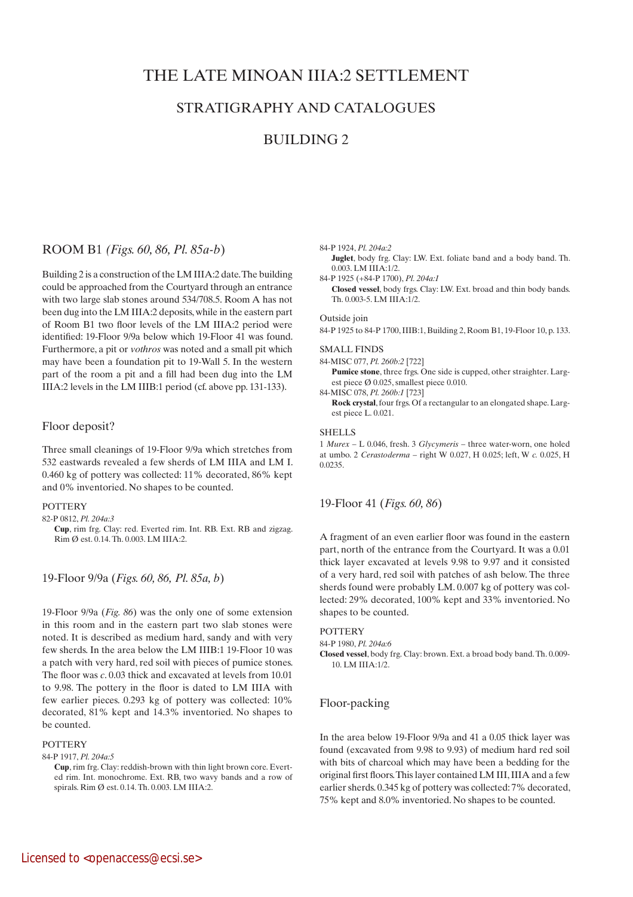# THE LATE MINOAN IIIA:2 SETTLEMENT

## STRATIGRAPHY AND CATALOGUES

## BUILDING 2

### ROOM B1 *(Figs. 60, 86, Pl. 85a-b)*

Building 2 is a construction of the LM IIIA:2 date. The building could be approached from the Courtyard through an entrance with two large slab stones around 534/708.5. Room A has not been dug into the LM IIIA:2 deposits, while in the eastern part of Room B1 two floor levels of the LM IIIA:2 period were identified: 19-Floor 9/9a below which 19-Floor 41 was found. Furthermore, a pit or *vothros* was noted and a small pit which may have been a foundation pit to 19-Wall 5. In the western part of the room a pit and a fill had been dug into the LM IIIA:2 levels in the LM IIIB:1 period (cf. above pp. 131-133).

#### Floor deposit?

Three small cleanings of 19-Floor 9/9a which stretches from 532 eastwards revealed a few sherds of LM IIIA and LM I. 0.460 kg of pottery was collected: 11% decorated, 86% kept and 0% inventoried. No shapes to be counted.

POTTERY

82-P 0812, *Pl. 204a:3*
**Cup**, rim frg. Clay: red. Everted rim. Int. RB. Ext. RB and zigzag. Rim Ø est. 0.14. Th. 0.003. LM IIIA:2.

#### 19-Floor 9/9a (*Figs. 60, 86, Pl. 85a, b*)

19-Floor 9/9a (*Fig. 86*) was the only one of some extension in this room and in the eastern part two slab stones were noted. It is described as medium hard, sandy and with very few sherds. In the area below the LM IIIB:1 19-Floor 10 was a patch with very hard, red soil with pieces of pumice stones. The floor was *c*. 0.03 thick and excavated at levels from 10.01 to 9.98. The pottery in the floor is dated to LM IIIA with few earlier pieces. 0.293 kg of pottery was collected: 10% decorated, 81% kept and 14.3% inventoried. No shapes to be counted.

POTTERY

84-P 1917, *Pl. 204a:5*
**Cup**, rim frg. Clay: reddish-brown with thin light brown core. Everted rim. Int. monochrome. Ext. RB, two wavy bands and a row of spirals. Rim Ø est. 0.14. Th. 0.003. LM IIIA:2.

84-P 1924, *Pl. 204a:2*
**Juglet**, body frg. Clay: LW. Ext. foliate band and a body band. Th. 0.003. LM IIIA:1/2.

84-P 1925 (+84-P 1700), *Pl. 204a:1*
**Closed vessel**, body frgs. Clay: LW. Ext. broad and thin body bands. Th. 0.003-5. LM IIIA:1/2.

Outside join

84-P 1925 to 84-P 1700, IIIB:1, Building 2, Room B1, 19-Floor 10, p. 133.

SMALL FINDS

84-MISC 077, *Pl. 260b:2* [722]
**Pumice stone**, three frgs. One side is cupped, other straighter. Largest piece Ø 0.025, smallest piece 0.010.

84-MISC 078, *Pl. 260b:1* [723]
**Rock crystal**, four frgs. Of a rectangular to an elongated shape. Largest piece L. 0.021.

SHELLS

1 *Murex* – L 0.046, fresh. 3 *Glycymeris* – three water-worn, one holed at umbo. 2 *Cerastoderma* – right W 0.027, H 0.025; left, W *c.* 0.025, H 0.0235.

#### 19-Floor 41 (*Figs. 60, 86*)

A fragment of an even earlier floor was found in the eastern part, north of the entrance from the Courtyard. It was a 0.01 thick layer excavated at levels 9.98 to 9.97 and it consisted of a very hard, red soil with patches of ash below. The three sherds found were probably LM. 0.007 kg of pottery was collected: 29% decorated, 100% kept and 33% inventoried. No shapes to be counted.

POTTERY

84-P 1980, *Pl. 204a:6*
**Closed vessel**, body frg. Clay: brown. Ext. a broad body band. Th. 0.009-10. LM IIIA:1/2.

#### Floor-packing

In the area below 19-Floor 9/9a and 41 a 0.05 thick layer was found (excavated from 9.98 to 9.93) of medium hard red soil with bits of charcoal which may have been a bedding for the original first floors. This layer contained LM III, IIIA and a few earlier sherds. 0.345 kg of pottery was collected: 7% decorated, 75% kept and 8.0% inventoried. No shapes to be counted.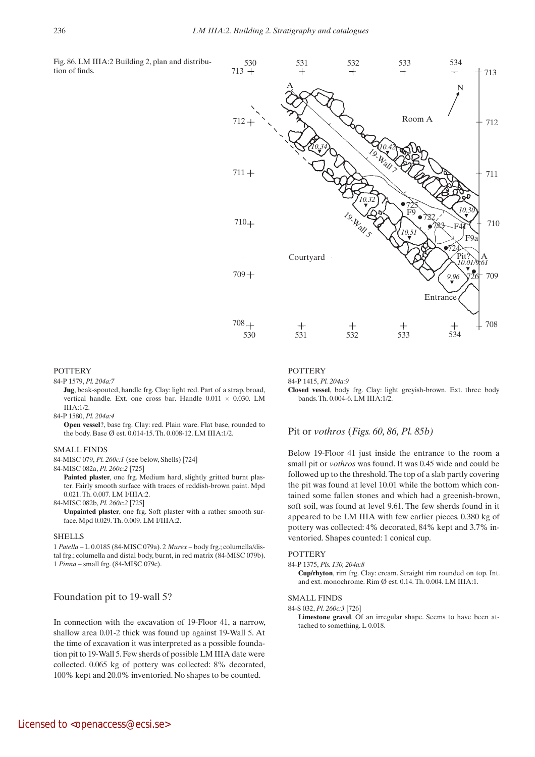Fig. 86. LM IIIA:2 Building 2, plan and distribution of finds.

POTTERY

84-P 1579, *Pl. 204a:7*

**Jug**, beak-spouted, handle frg. Clay: light red. Part of a strap, broad, vertical handle. Ext. one cross bar. Handle 0.011 × 0.030. LM IIIA:1/2.

84-P 1580, *Pl. 204a:4*

**Open vessel**?, base frg. Clay: red. Plain ware. Flat base, rounded to the body. Base Ø est. 0.014-15. Th. 0.008-12. LM IIIA:1/2.

SMALL FINDS

84-MISC 079, *Pl. 260c:1* (see below, Shells) [724]

84-MISC 082a, *Pl. 260c:2* [725]

**Painted plaster**, one frg. Medium hard, slightly gritted burnt plaster. Fairly smooth surface with traces of reddish-brown paint. Mpd 0.021. Th. 0.007. LM I/IIIA:2.

84-MISC 082b, *Pl. 260c:2* [725]

**Unpainted plaster**, one frg. Soft plaster with a rather smooth surface. Mpd 0.029. Th. 0.009. LM I/IIIA:2.

SHELLS

1 *Patella* – L 0.0185 (84-MISC 079a). 2 *Murex* – body frg.; columella/distal frg.; columella and distal body, burnt, in red matrix (84-MISC 079b). 1 *Pinna* – small frg. (84-MISC 079c).

## Foundation pit to 19-wall 5?

In connection with the excavation of 19-Floor 41, a narrow, shallow area 0.01-2 thick was found up against 19-Wall 5. At the time of excavation it was interpreted as a possible foundation pit to 19-Wall 5. Few sherds of possible LM IIIA date were collected. 0.065 kg of pottery was collected: 8% decorated, 100% kept and 20.0% inventoried. No shapes to be counted.

POTTERY

84-P 1415, *Pl. 204a:9*

**Closed vessel**, body frg. Clay: light greyish-brown. Ext. three body bands. Th. 0.004-6. LM IIIA:1/2.

## Pit or *vothros* (*Figs. 60, 86, Pl. 85b*)

Below 19-Floor 41 just inside the entrance to the room a small pit or *vothros* was found. It was 0.45 wide and could be followed up to the threshold. The top of a slab partly covering the pit was found at level 10.01 while the bottom which contained some fallen stones and which had a greenish-brown, soft soil, was found at level 9.61. The few sherds found in it appeared to be LM IIIA with few earlier pieces. 0.380 kg of pottery was collected: 4% decorated, 84% kept and 3.7% inventoried. Shapes counted: 1 conical cup.

POTTERY

84-P 1375, *Pls. 130, 204a:8*

**Cup/rhyton**, rim frg. Clay: cream. Straight rim rounded on top. Int. and ext. monochrome. Rim Ø est. 0.14. Th. 0.004. LM IIIA:1.

SMALL FINDS

84-S 032, *Pl. 260c:3* [726]

**Limestone gravel**. Of an irregular shape. Seems to have been attached to something. L 0.018.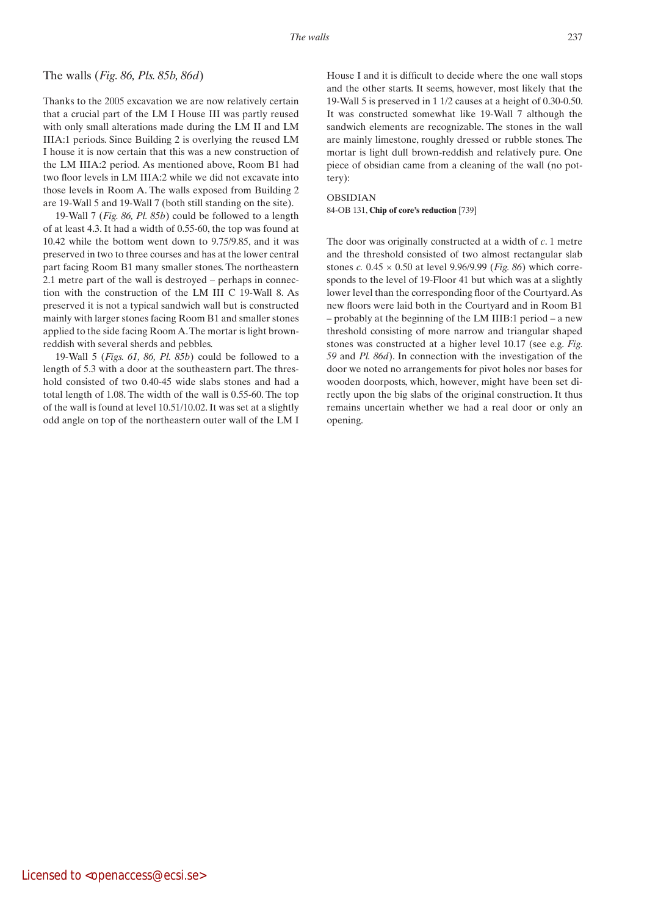## The walls (*Fig. 86, Pls. 85b, 86d*)

Thanks to the 2005 excavation we are now relatively certain that a crucial part of the LM I House III was partly reused with only small alterations made during the LM II and LM IIIA:1 periods. Since Building 2 is overlying the reused LM I house it is now certain that this was a new construction of the LM IIIA:2 period. As mentioned above, Room B1 had two floor levels in LM IIIA:2 while we did not excavate into those levels in Room A. The walls exposed from Building 2 are 19-Wall 5 and 19-Wall 7 (both still standing on the site).

19-Wall 7 (*Fig. 86, Pl. 85b*) could be followed to a length of at least 4.3. It had a width of 0.55-60, the top was found at 10.42 while the bottom went down to 9.75/9.85, and it was preserved in two to three courses and has at the lower central part facing Room B1 many smaller stones. The northeastern 2.1 metre part of the wall is destroyed – perhaps in connection with the construction of the LM III C 19-Wall 8. As preserved it is not a typical sandwich wall but is constructed mainly with larger stones facing Room B1 and smaller stones applied to the side facing Room A. The mortar is light brown-reddish with several sherds and pebbles.

19-Wall 5 (*Figs. 61, 86, Pl. 85b*) could be followed to a length of 5.3 with a door at the southeastern part. The threshold consisted of two 0.40-45 wide slabs stones and had a total length of 1.08. The width of the wall is 0.55-60. The top of the wall is found at level 10.51/10.02. It was set at a slightly odd angle on top of the northeastern outer wall of the LM I House I and it is difficult to decide where the one wall stops and the other starts. It seems, however, most likely that the 19-Wall 5 is preserved in 1 1/2 causes at a height of 0.30-0.50. It was constructed somewhat like 19-Wall 7 although the sandwich elements are recognizable. The stones in the wall are mainly limestone, roughly dressed or rubble stones. The mortar is light dull brown-reddish and relatively pure. One piece of obsidian came from a cleaning of the wall (no pottery):

OBSIDIAN
84-OB 131, **Chip of core's reduction** [739]

The door was originally constructed at a width of *c*. 1 metre and the threshold consisted of two almost rectangular slab stones *c*. 0.45 × 0.50 at level 9.96/9.99 (*Fig. 86*) which corresponds to the level of 19-Floor 41 but which was at a slightly lower level than the corresponding floor of the Courtyard. As new floors were laid both in the Courtyard and in Room B1 – probably at the beginning of the LM IIIB:1 period – a new threshold consisting of more narrow and triangular shaped stones was constructed at a higher level 10.17 (see e.g. *Fig. 59* and *Pl. 86d*). In connection with the investigation of the door we noted no arrangements for pivot holes nor bases for wooden doorposts, which, however, might have been set directly upon the big slabs of the original construction. It thus remains uncertain whether we had a real door or only an opening.